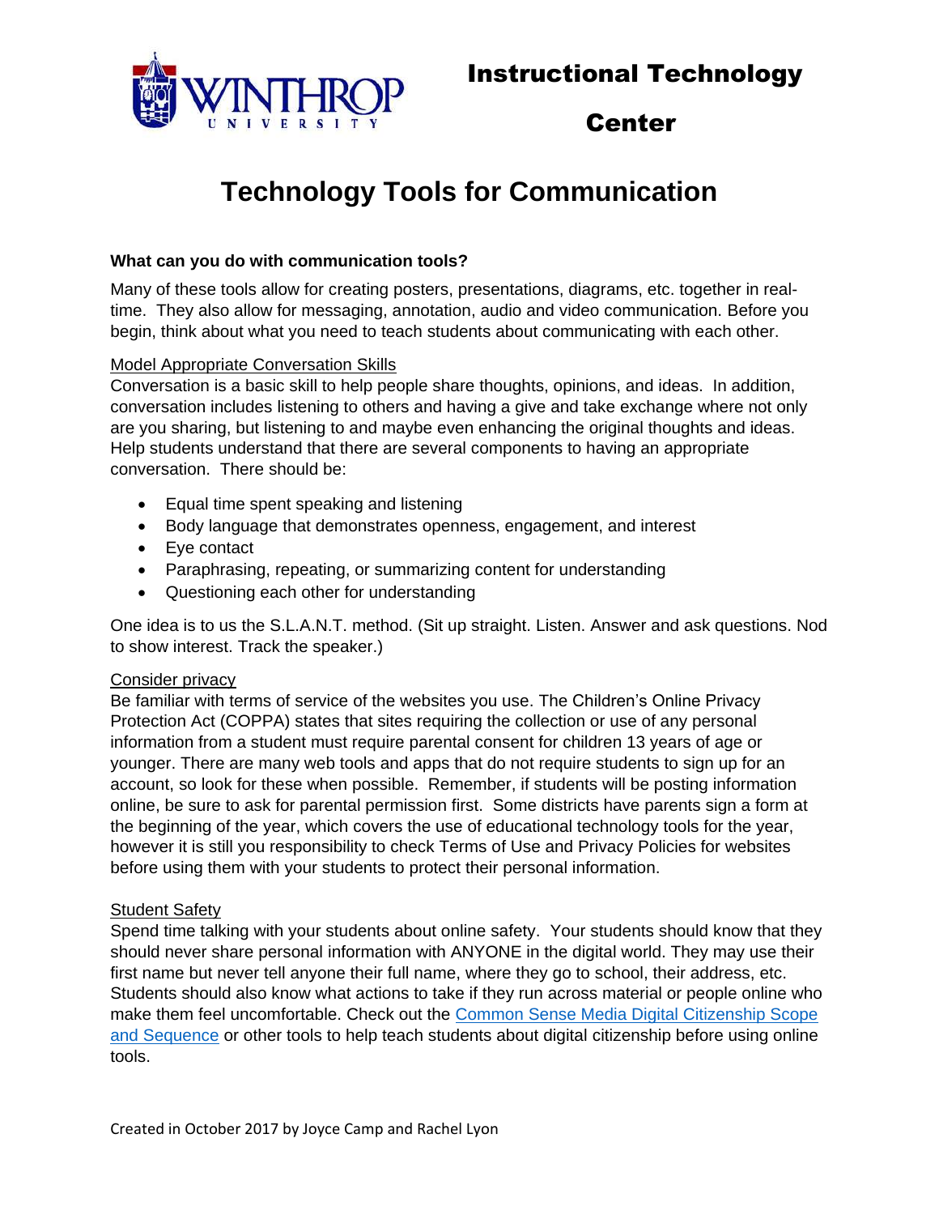Instructional Technology Center

# Technology Tools for Communication

**What can you do with communication tools?**

Many of these tools allow for creating posters, presentations, diagrams, etc. together in real-time. They also allow for messaging, annotation, audio and video communication. Before you begin, think about what you need to teach students about communicating with each other.

Model Appropriate Conversation Skills

Conversation is a basic skill to help people share thoughts, opinions, and ideas. In addition, conversation includes listening to others and having a give and take exchange where not only are you sharing, but listening to and maybe even enhancing the original thoughts and ideas. Help students understand that there are several components to having an appropriate conversation. There should be:

- Equal time spent speaking and listening
- Body language that demonstrates openness, engagement, and interest
- Eye contact
- Paraphrasing, repeating, or summarizing content for understanding
- Questioning each other for understanding

One idea is to us the S.L.A.N.T. method. (Sit up straight. Listen. Answer and ask questions. Nod to show interest. Track the speaker.)

Consider privacy

Be familiar with terms of service of the websites you use. The Children's Online Privacy Protection Act (COPPA) states that sites requiring the collection or use of any personal information from a student must require parental consent for children 13 years of age or younger. There are many web tools and apps that do not require students to sign up for an account, so look for these when possible. Remember, if students will be posting information online, be sure to ask for parental permission first. Some districts have parents sign a form at the beginning of the year, which covers the use of educational technology tools for the year, however it is still you responsibility to check Terms of Use and Privacy Policies for websites before using them with your students to protect their personal information.

Student Safety

Spend time talking with your students about online safety. Your students should know that they should never share personal information with ANYONE in the digital world. They may use their first name but never tell anyone their full name, where they go to school, their address, etc. Students should also know what actions to take if they run across material or people online who make them feel uncomfortable. Check out the Common Sense Media Digital Citizenship Scope and Sequence or other tools to help teach students about digital citizenship before using online tools.

Created in October 2017 by Joyce Camp and Rachel Lyon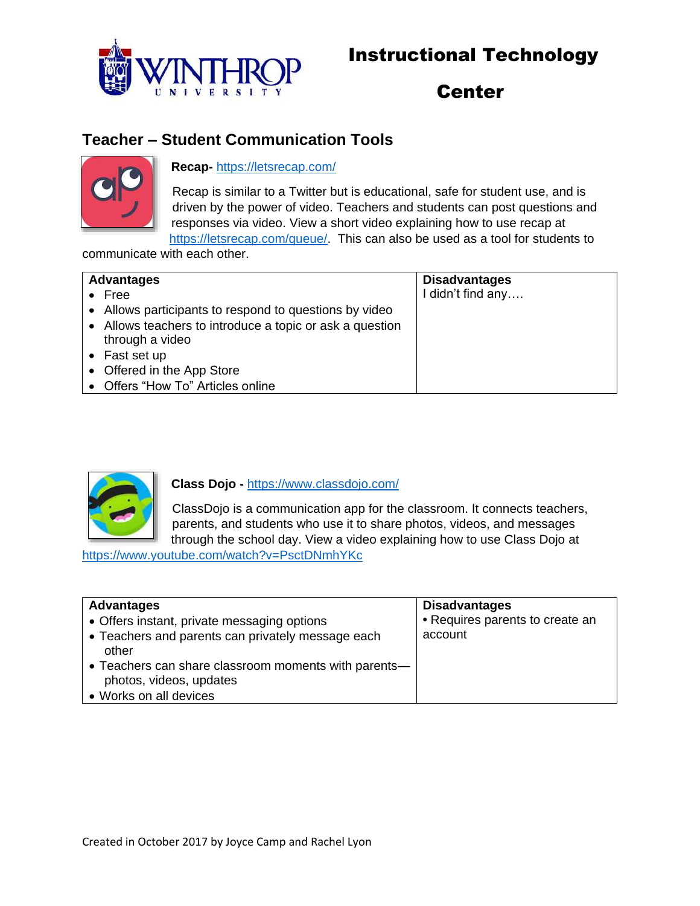# Instructional Technology Center

## Teacher – Student Communication Tools

**Recap-** https://letsrecap.com/

Recap is similar to a Twitter but is educational, safe for student use, and is driven by the power of video. Teachers and students can post questions and responses via video. View a short video explaining how to use recap at https://letsrecap.com/queue/. This can also be used as a tool for students to communicate with each other.

| Advantages | Disadvantages |
|---|---|
| • Free<br>• Allows participants to respond to questions by video<br>• Allows teachers to introduce a topic or ask a question through a video<br>• Fast set up<br>• Offered in the App Store<br>• Offers "How To" Articles online | I didn't find any…. |

**Class Dojo -** https://www.classdojo.com/

ClassDojo is a communication app for the classroom. It connects teachers, parents, and students who use it to share photos, videos, and messages through the school day. View a video explaining how to use Class Dojo at https://www.youtube.com/watch?v=PsctDNmhYKc

| Advantages | Disadvantages |
|---|---|
| • Offers instant, private messaging options<br>• Teachers and parents can privately message each other<br>• Teachers can share classroom moments with parents—photos, videos, updates<br>• Works on all devices | • Requires parents to create an account |

Created in October 2017 by Joyce Camp and Rachel Lyon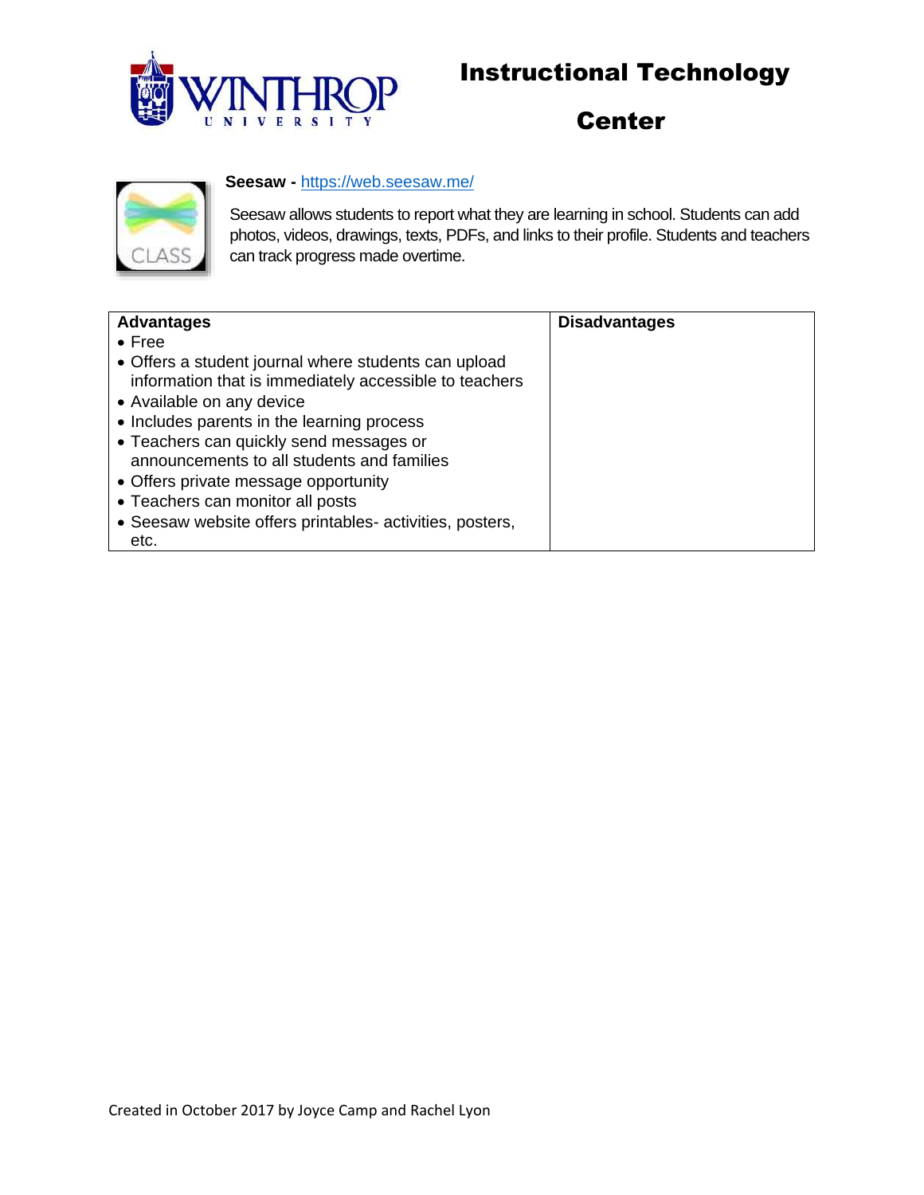# Instructional Technology Center

**Seesaw -** https://web.seesaw.me/

Seesaw allows students to report what they are learning in school. Students can add photos, videos, drawings, texts, PDFs, and links to their profile. Students and teachers can track progress made overtime.

| Advantages | Disadvantages |
|---|---|
| • Free<br>• Offers a student journal where students can upload information that is immediately accessible to teachers<br>• Available on any device<br>• Includes parents in the learning process<br>• Teachers can quickly send messages or announcements to all students and families<br>• Offers private message opportunity<br>• Teachers can monitor all posts<br>• Seesaw website offers printables- activities, posters, etc. | |

Created in October 2017 by Joyce Camp and Rachel Lyon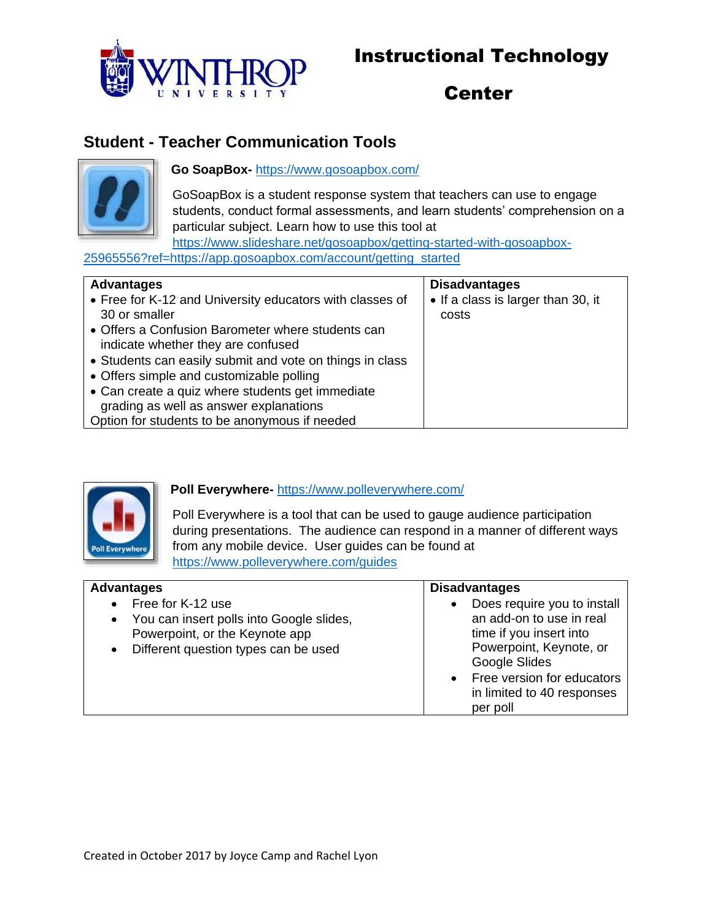# Instructional Technology Center

## Student - Teacher Communication Tools

**Go SoapBox-** https://www.gosoapbox.com/

GoSoapBox is a student response system that teachers can use to engage students, conduct formal assessments, and learn students' comprehension on a particular subject. Learn how to use this tool at https://www.slideshare.net/gosoapbox/getting-started-with-gosoapbox-25965556?ref=https://app.gosoapbox.com/account/getting_started

| Advantages | Disadvantages |
|---|---|
| • Free for K-12 and University educators with classes of 30 or smaller<br>• Offers a Confusion Barometer where students can indicate whether they are confused<br>• Students can easily submit and vote on things in class<br>• Offers simple and customizable polling<br>• Can create a quiz where students get immediate grading as well as answer explanations<br>Option for students to be anonymous if needed | • If a class is larger than 30, it costs |

**Poll Everywhere-** https://www.polleverywhere.com/

Poll Everywhere is a tool that can be used to gauge audience participation during presentations. The audience can respond in a manner of different ways from any mobile device. User guides can be found at https://www.polleverywhere.com/guides

| Advantages | Disadvantages |
|---|---|
| • Free for K-12 use<br>• You can insert polls into Google slides, Powerpoint, or the Keynote app<br>• Different question types can be used | • Does require you to install an add-on to use in real time if you insert into Powerpoint, Keynote, or Google Slides<br>• Free version for educators in limited to 40 responses per poll |

Created in October 2017 by Joyce Camp and Rachel Lyon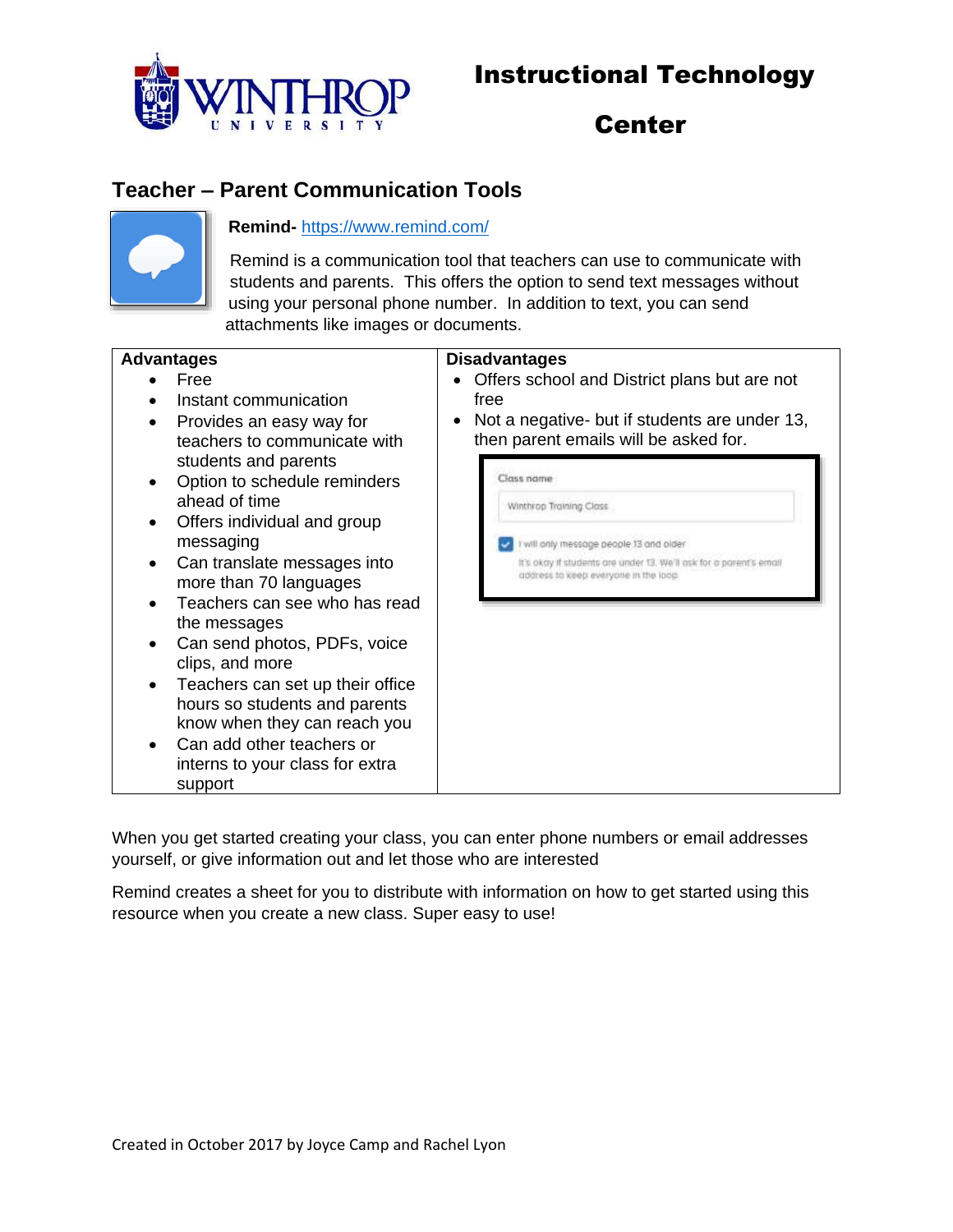# Instructional Technology Center

## Teacher – Parent Communication Tools

**Remind-** https://www.remind.com/

Remind is a communication tool that teachers can use to communicate with students and parents. This offers the option to send text messages without using your personal phone number. In addition to text, you can send attachments like images or documents.

| Advantages | Disadvantages |
|---|---|
| • Free<br>• Instant communication<br>• Provides an easy way for teachers to communicate with students and parents<br>• Option to schedule reminders ahead of time<br>• Offers individual and group messaging<br>• Can translate messages into more than 70 languages<br>• Teachers can see who has read the messages<br>• Can send photos, PDFs, voice clips, and more<br>• Teachers can set up their office hours so students and parents know when they can reach you<br>• Can add other teachers or interns to your class for extra support | • Offers school and District plans but are not free<br>• Not a negative- but if students are under 13, then parent emails will be asked for.<br><br>Class name<br>Winthrop Training Class<br>I will only message people 13 and older<br>It's okay if students are under 13. We'll ask for a parent's email address to keep everyone in the loop. |

When you get started creating your class, you can enter phone numbers or email addresses yourself, or give information out and let those who are interested

Remind creates a sheet for you to distribute with information on how to get started using this resource when you create a new class. Super easy to use!

Created in October 2017 by Joyce Camp and Rachel Lyon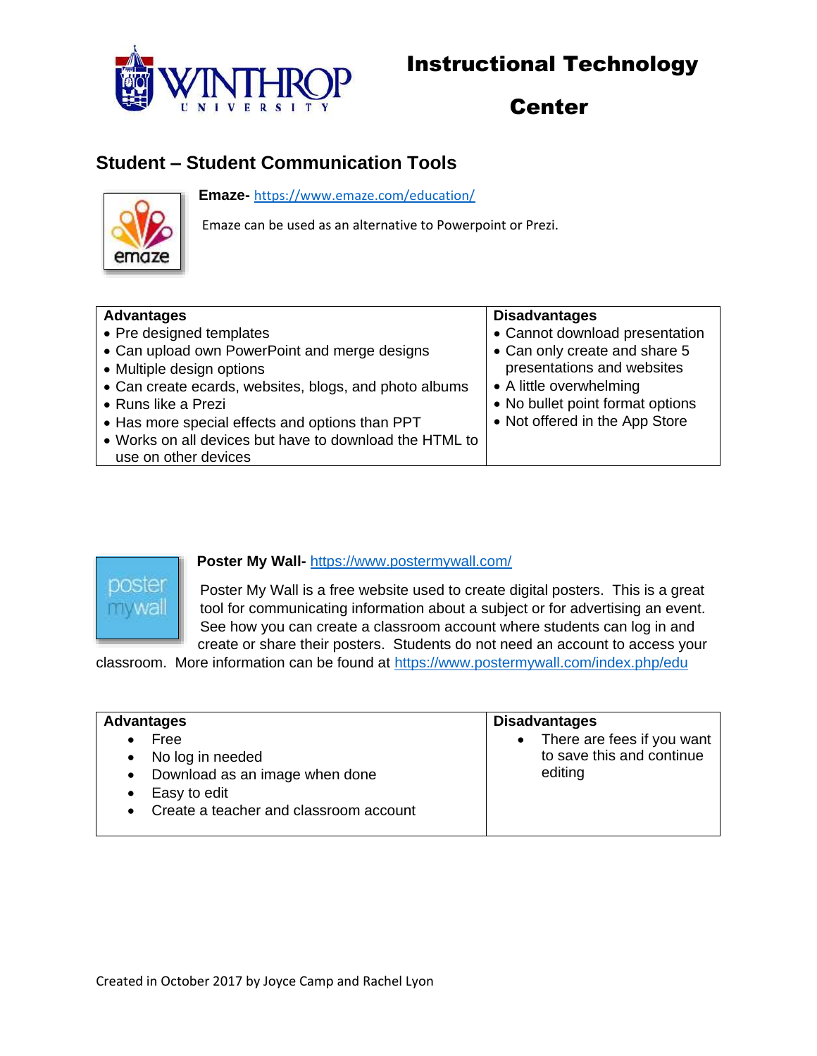# Instructional Technology Center

## Student – Student Communication Tools

**Emaze-** https://www.emaze.com/education/

Emaze can be used as an alternative to Powerpoint or Prezi.

| Advantages | Disadvantages |
|---|---|
| • Pre designed templates<br>• Can upload own PowerPoint and merge designs<br>• Multiple design options<br>• Can create ecards, websites, blogs, and photo albums<br>• Runs like a Prezi<br>• Has more special effects and options than PPT<br>• Works on all devices but have to download the HTML to use on other devices | • Cannot download presentation<br>• Can only create and share 5 presentations and websites<br>• A little overwhelming<br>• No bullet point format options<br>• Not offered in the App Store |

**Poster My Wall-** https://www.postermywall.com/

Poster My Wall is a free website used to create digital posters. This is a great tool for communicating information about a subject or for advertising an event. See how you can create a classroom account where students can log in and create or share their posters. Students do not need an account to access your classroom. More information can be found at https://www.postermywall.com/index.php/edu

| Advantages | Disadvantages |
|---|---|
| • Free<br>• No log in needed<br>• Download as an image when done<br>• Easy to edit<br>• Create a teacher and classroom account | • There are fees if you want to save this and continue editing |

Created in October 2017 by Joyce Camp and Rachel Lyon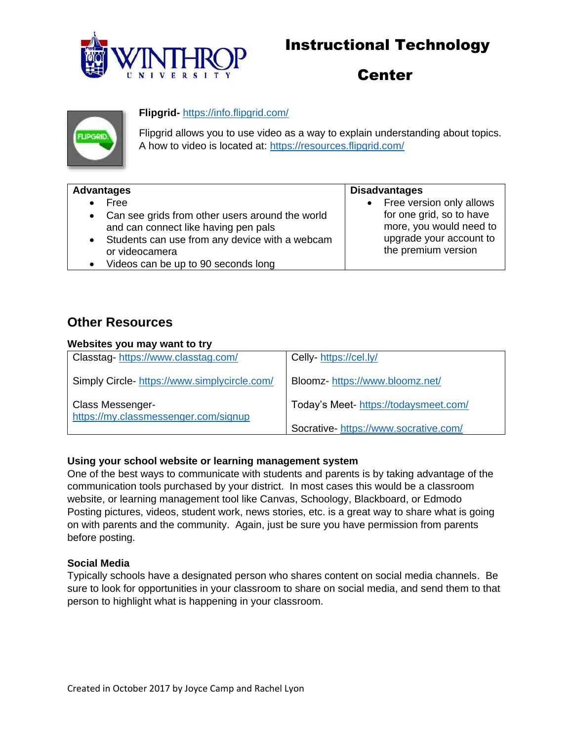# Instructional Technology Center

**Flipgrid-** https://info.flipgrid.com/

Flipgrid allows you to use video as a way to explain understanding about topics. A how to video is located at: https://resources.flipgrid.com/

| Advantages | Disadvantages |
|---|---|
| • Free<br>• Can see grids from other users around the world and can connect like having pen pals<br>• Students can use from any device with a webcam or videocamera<br>• Videos can be up to 90 seconds long | • Free version only allows for one grid, so to have more, you would need to upgrade your account to the premium version |

## Other Resources

**Websites you may want to try**

| | |
|---|---|
| Classtag- https://www.classtag.com/ | Celly- https://cel.ly/ |
| Simply Circle- https://www.simplycircle.com/ | Bloomz- https://www.bloomz.net/ |
| Class Messenger- https://my.classmessenger.com/signup | Today's Meet- https://todaysmeet.com/ |
| | Socrative- https://www.socrative.com/ |

**Using your school website or learning management system**

One of the best ways to communicate with students and parents is by taking advantage of the communication tools purchased by your district. In most cases this would be a classroom website, or learning management tool like Canvas, Schoology, Blackboard, or Edmodo Posting pictures, videos, student work, news stories, etc. is a great way to share what is going on with parents and the community. Again, just be sure you have permission from parents before posting.

**Social Media**

Typically schools have a designated person who shares content on social media channels. Be sure to look for opportunities in your classroom to share on social media, and send them to that person to highlight what is happening in your classroom.

Created in October 2017 by Joyce Camp and Rachel Lyon